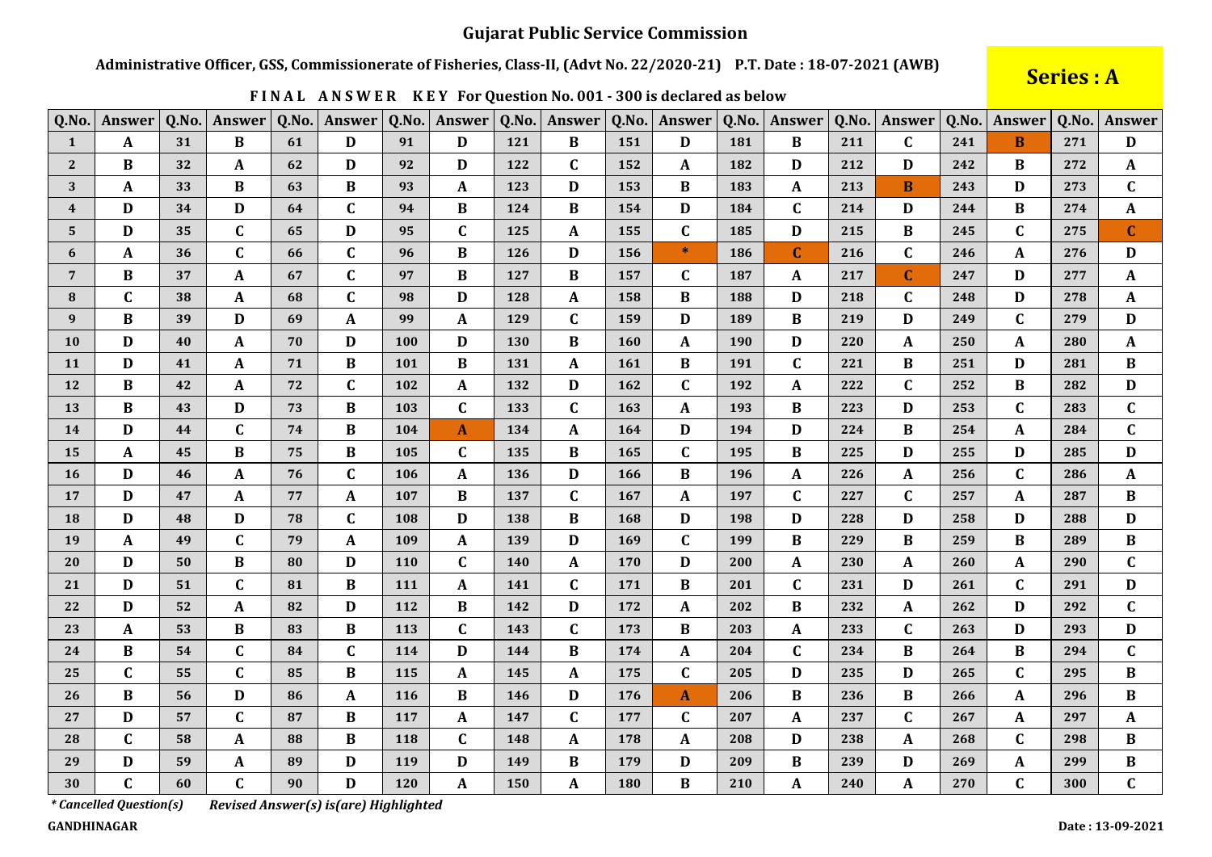# Gujarat Public Service Commission

**Administrative Officer, GSS, Commissionerate of Fisheries, Class-II, (Advt No. 22/2020-21) P.T. Date : 18-07-2021 (AWB)**

**Series : A**

**FINAL ANSWER KEY For Question No. 001 - 300 is declared as below**

| Q.No. | Answer | Q.No. | Answer | Q.No. | Answer | Q.No. | Answer | Q.No. | Answer | Q.No. | Answer | Q.No. | Answer | Q.No. | Answer | Q.No. | Answer | Q.No. | Answer |
|---|---|---|---|---|---|---|---|---|---|---|---|---|---|---|---|---|---|---|---|
| 1 | A | 31 | B | 61 | D | 91 | D | 121 | B | 151 | D | 181 | B | 211 | C | 241 | B | 271 | D |
| 2 | B | 32 | A | 62 | D | 92 | D | 122 | C | 152 | A | 182 | D | 212 | D | 242 | B | 272 | A |
| 3 | A | 33 | B | 63 | B | 93 | A | 123 | D | 153 | B | 183 | A | 213 | B | 243 | D | 273 | C |
| 4 | D | 34 | D | 64 | C | 94 | B | 124 | B | 154 | D | 184 | C | 214 | D | 244 | B | 274 | A |
| 5 | D | 35 | C | 65 | D | 95 | C | 125 | A | 155 | C | 185 | D | 215 | B | 245 | C | 275 | C |
| 6 | A | 36 | C | 66 | C | 96 | B | 126 | D | 156 | * | 186 | C | 216 | C | 246 | A | 276 | D |
| 7 | B | 37 | A | 67 | C | 97 | B | 127 | B | 157 | C | 187 | A | 217 | C | 247 | D | 277 | A |
| 8 | C | 38 | A | 68 | C | 98 | D | 128 | A | 158 | B | 188 | D | 218 | C | 248 | D | 278 | A |
| 9 | B | 39 | D | 69 | A | 99 | A | 129 | C | 159 | D | 189 | B | 219 | D | 249 | C | 279 | D |
| 10 | D | 40 | A | 70 | D | 100 | D | 130 | B | 160 | A | 190 | D | 220 | A | 250 | A | 280 | A |
| 11 | D | 41 | A | 71 | B | 101 | B | 131 | A | 161 | B | 191 | C | 221 | B | 251 | D | 281 | B |
| 12 | B | 42 | A | 72 | C | 102 | A | 132 | D | 162 | C | 192 | A | 222 | C | 252 | B | 282 | D |
| 13 | B | 43 | D | 73 | B | 103 | C | 133 | C | 163 | A | 193 | B | 223 | D | 253 | C | 283 | C |
| 14 | D | 44 | C | 74 | B | 104 | A | 134 | A | 164 | D | 194 | D | 224 | B | 254 | A | 284 | C |
| 15 | A | 45 | B | 75 | B | 105 | C | 135 | B | 165 | C | 195 | B | 225 | D | 255 | D | 285 | D |
| 16 | D | 46 | A | 76 | C | 106 | A | 136 | D | 166 | B | 196 | A | 226 | A | 256 | C | 286 | A |
| 17 | D | 47 | A | 77 | A | 107 | B | 137 | C | 167 | A | 197 | C | 227 | C | 257 | A | 287 | B |
| 18 | D | 48 | D | 78 | C | 108 | D | 138 | B | 168 | D | 198 | D | 228 | D | 258 | D | 288 | D |
| 19 | A | 49 | C | 79 | A | 109 | A | 139 | D | 169 | C | 199 | B | 229 | B | 259 | B | 289 | B |
| 20 | D | 50 | B | 80 | D | 110 | C | 140 | A | 170 | D | 200 | A | 230 | A | 260 | A | 290 | C |
| 21 | D | 51 | C | 81 | B | 111 | A | 141 | C | 171 | B | 201 | C | 231 | D | 261 | C | 291 | D |
| 22 | D | 52 | A | 82 | D | 112 | B | 142 | D | 172 | A | 202 | B | 232 | A | 262 | D | 292 | C |
| 23 | A | 53 | B | 83 | B | 113 | C | 143 | C | 173 | B | 203 | A | 233 | C | 263 | D | 293 | D |
| 24 | B | 54 | C | 84 | C | 114 | D | 144 | B | 174 | A | 204 | C | 234 | B | 264 | B | 294 | C |
| 25 | C | 55 | C | 85 | B | 115 | A | 145 | A | 175 | C | 205 | D | 235 | D | 265 | C | 295 | B |
| 26 | B | 56 | D | 86 | A | 116 | B | 146 | D | 176 | A | 206 | B | 236 | B | 266 | A | 296 | B |
| 27 | D | 57 | C | 87 | B | 117 | A | 147 | C | 177 | C | 207 | A | 237 | C | 267 | A | 297 | A |
| 28 | C | 58 | A | 88 | B | 118 | C | 148 | A | 178 | A | 208 | D | 238 | A | 268 | C | 298 | B |
| 29 | D | 59 | A | 89 | D | 119 | D | 149 | B | 179 | D | 209 | B | 239 | D | 269 | A | 299 | B |
| 30 | C | 60 | C | 90 | D | 120 | A | 150 | A | 180 | B | 210 | A | 240 | A | 270 | C | 300 | C |

*\* Cancelled Question(s)* *Revised Answer(s) is(are) Highlighted*

**GANDHINAGAR** **Date : 13-09-2021**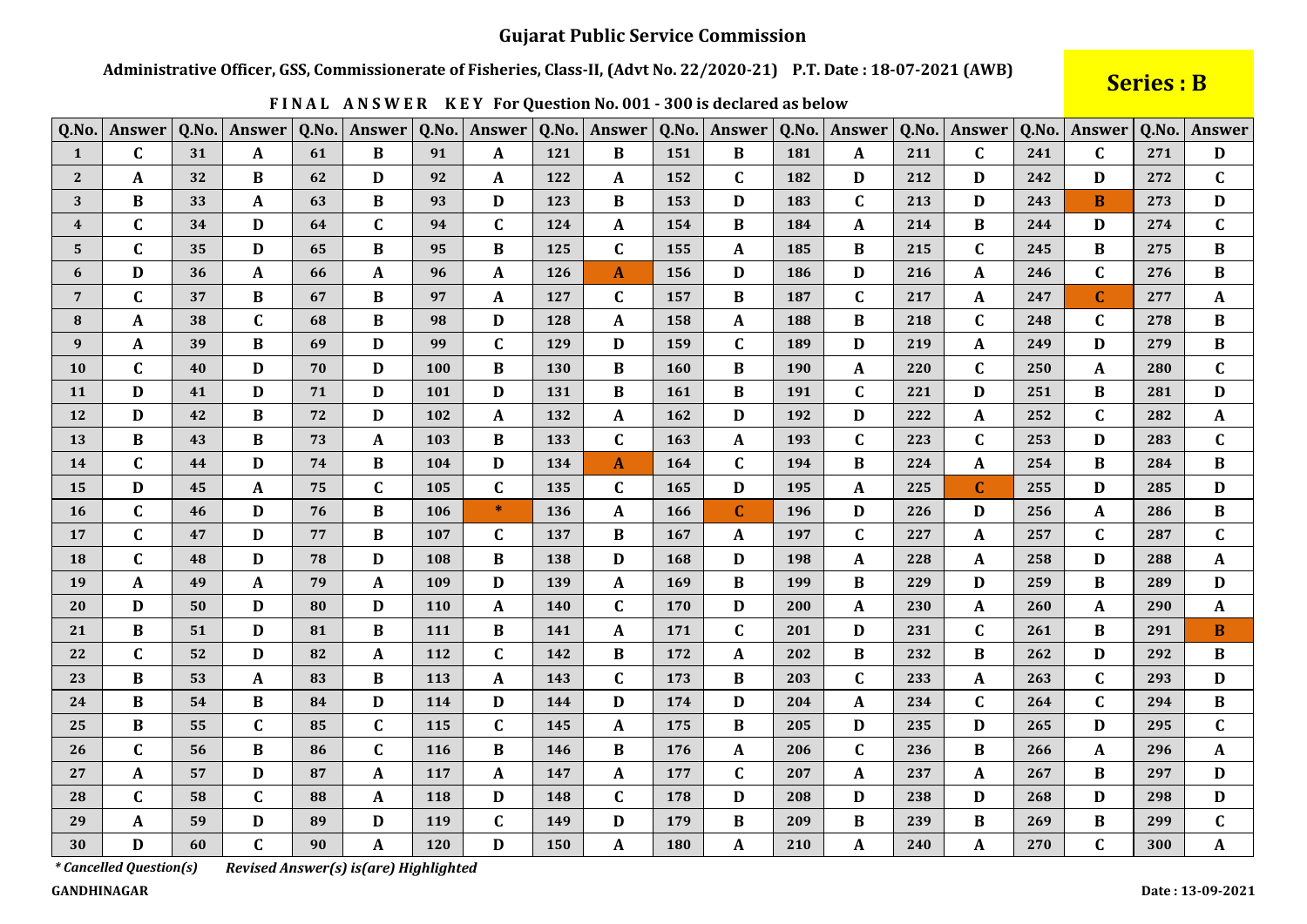# Gujarat Public Service Commission

**Administrative Officer, GSS, Commissionerate of Fisheries, Class-II, (Advt No. 22/2020-21) P.T. Date : 18-07-2021 (AWB)**

**Series : B**

**FINAL ANSWER KEY For Question No. 001 - 300 is declared as below**

| Q.No. | Answer | Q.No. | Answer | Q.No. | Answer | Q.No. | Answer | Q.No. | Answer | Q.No. | Answer | Q.No. | Answer | Q.No. | Answer | Q.No. | Answer | Q.No. | Answer |
|---|---|---|---|---|---|---|---|---|---|---|---|---|---|---|---|---|---|---|---|
| 1 | C | 31 | A | 61 | B | 91 | A | 121 | B | 151 | B | 181 | A | 211 | C | 241 | C | 271 | D |
| 2 | A | 32 | B | 62 | D | 92 | A | 122 | A | 152 | C | 182 | D | 212 | D | 242 | D | 272 | C |
| 3 | B | 33 | A | 63 | B | 93 | D | 123 | B | 153 | D | 183 | C | 213 | D | 243 | B | 273 | D |
| 4 | C | 34 | D | 64 | C | 94 | C | 124 | A | 154 | B | 184 | A | 214 | B | 244 | D | 274 | C |
| 5 | C | 35 | D | 65 | B | 95 | B | 125 | C | 155 | A | 185 | B | 215 | C | 245 | B | 275 | B |
| 6 | D | 36 | A | 66 | A | 96 | A | 126 | A | 156 | D | 186 | D | 216 | A | 246 | C | 276 | B |
| 7 | C | 37 | B | 67 | B | 97 | A | 127 | C | 157 | B | 187 | C | 217 | A | 247 | C | 277 | A |
| 8 | A | 38 | C | 68 | B | 98 | D | 128 | A | 158 | A | 188 | B | 218 | C | 248 | C | 278 | B |
| 9 | A | 39 | B | 69 | D | 99 | C | 129 | D | 159 | C | 189 | D | 219 | A | 249 | D | 279 | B |
| 10 | C | 40 | D | 70 | D | 100 | B | 130 | B | 160 | B | 190 | A | 220 | C | 250 | A | 280 | C |
| 11 | D | 41 | D | 71 | D | 101 | D | 131 | B | 161 | B | 191 | C | 221 | D | 251 | B | 281 | D |
| 12 | D | 42 | B | 72 | D | 102 | A | 132 | A | 162 | D | 192 | D | 222 | A | 252 | C | 282 | A |
| 13 | B | 43 | B | 73 | A | 103 | B | 133 | C | 163 | A | 193 | C | 223 | C | 253 | D | 283 | C |
| 14 | C | 44 | D | 74 | B | 104 | D | 134 | A | 164 | C | 194 | B | 224 | A | 254 | B | 284 | B |
| 15 | D | 45 | A | 75 | C | 105 | C | 135 | C | 165 | D | 195 | A | 225 | C | 255 | D | 285 | D |
| 16 | C | 46 | D | 76 | B | 106 | * | 136 | A | 166 | C | 196 | D | 226 | D | 256 | A | 286 | B |
| 17 | C | 47 | D | 77 | B | 107 | C | 137 | B | 167 | A | 197 | C | 227 | A | 257 | C | 287 | C |
| 18 | C | 48 | D | 78 | D | 108 | B | 138 | D | 168 | D | 198 | A | 228 | A | 258 | D | 288 | A |
| 19 | A | 49 | A | 79 | A | 109 | D | 139 | A | 169 | B | 199 | B | 229 | D | 259 | B | 289 | D |
| 20 | D | 50 | D | 80 | D | 110 | A | 140 | C | 170 | D | 200 | A | 230 | A | 260 | A | 290 | A |
| 21 | B | 51 | D | 81 | B | 111 | B | 141 | A | 171 | C | 201 | D | 231 | C | 261 | B | 291 | B |
| 22 | C | 52 | D | 82 | A | 112 | C | 142 | B | 172 | A | 202 | B | 232 | B | 262 | D | 292 | B |
| 23 | B | 53 | A | 83 | B | 113 | A | 143 | C | 173 | B | 203 | C | 233 | A | 263 | C | 293 | D |
| 24 | B | 54 | B | 84 | D | 114 | D | 144 | D | 174 | D | 204 | A | 234 | C | 264 | C | 294 | B |
| 25 | B | 55 | C | 85 | C | 115 | C | 145 | A | 175 | B | 205 | D | 235 | D | 265 | D | 295 | C |
| 26 | C | 56 | B | 86 | C | 116 | B | 146 | B | 176 | A | 206 | C | 236 | B | 266 | A | 296 | A |
| 27 | A | 57 | D | 87 | A | 117 | A | 147 | A | 177 | C | 207 | A | 237 | A | 267 | B | 297 | D |
| 28 | C | 58 | C | 88 | A | 118 | D | 148 | C | 178 | D | 208 | D | 238 | D | 268 | D | 298 | D |
| 29 | A | 59 | D | 89 | D | 119 | C | 149 | D | 179 | B | 209 | B | 239 | B | 269 | B | 299 | C |
| 30 | D | 60 | C | 90 | A | 120 | D | 150 | A | 180 | A | 210 | A | 240 | A | 270 | C | 300 | A |

*\* Cancelled Question(s)* *Revised Answer(s) is(are) Highlighted*

**GANDHINAGAR**

**Date : 13-09-2021**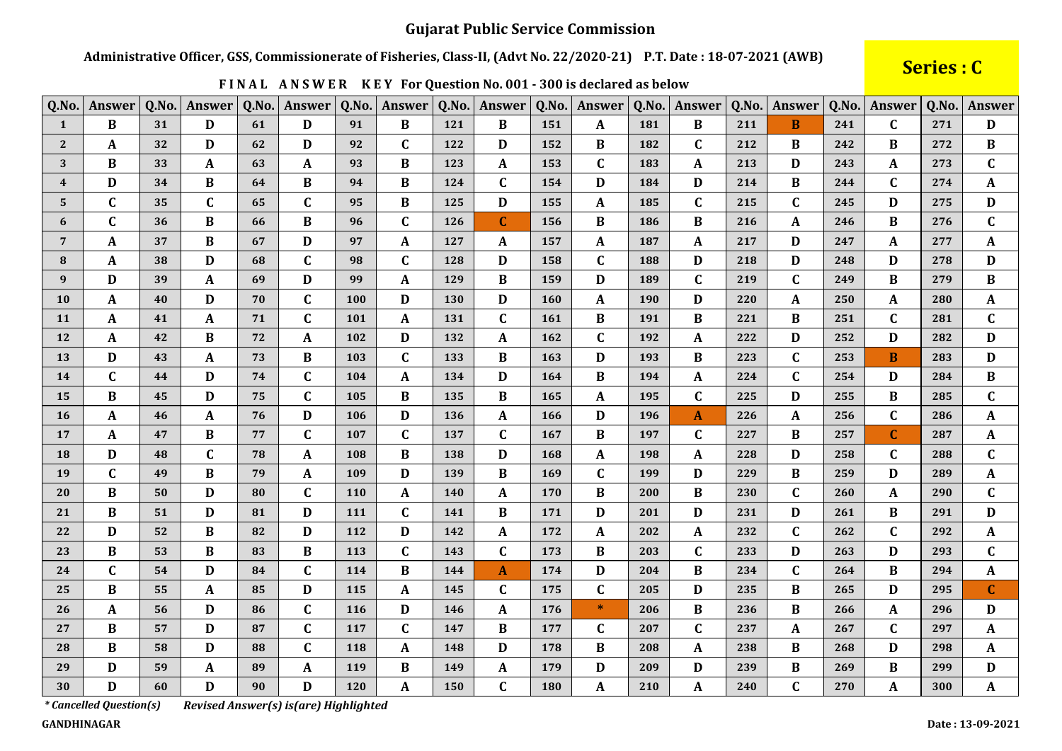# Gujarat Public Service Commission

**Administrative Officer, GSS, Commissionerate of Fisheries, Class-II, (Advt No. 22/2020-21) P.T. Date : 18-07-2021 (AWB)**

**Series : C**

**FINAL ANSWER KEY For Question No. 001 - 300 is declared as below**

| Q.No. | Answer | Q.No. | Answer | Q.No. | Answer | Q.No. | Answer | Q.No. | Answer | Q.No. | Answer | Q.No. | Answer | Q.No. | Answer | Q.No. | Answer | Q.No. | Answer |
|---|---|---|---|---|---|---|---|---|---|---|---|---|---|---|---|---|---|---|---|
| 1 | B | 31 | D | 61 | D | 91 | B | 121 | B | 151 | A | 181 | B | 211 | B | 241 | C | 271 | D |
| 2 | A | 32 | D | 62 | D | 92 | C | 122 | D | 152 | B | 182 | C | 212 | B | 242 | B | 272 | B |
| 3 | B | 33 | A | 63 | A | 93 | B | 123 | A | 153 | C | 183 | A | 213 | D | 243 | A | 273 | C |
| 4 | D | 34 | B | 64 | B | 94 | B | 124 | C | 154 | D | 184 | D | 214 | B | 244 | C | 274 | A |
| 5 | C | 35 | C | 65 | C | 95 | B | 125 | D | 155 | A | 185 | C | 215 | C | 245 | D | 275 | D |
| 6 | C | 36 | B | 66 | B | 96 | C | 126 | C | 156 | B | 186 | B | 216 | A | 246 | B | 276 | C |
| 7 | A | 37 | B | 67 | D | 97 | A | 127 | A | 157 | A | 187 | A | 217 | D | 247 | A | 277 | A |
| 8 | A | 38 | D | 68 | C | 98 | C | 128 | D | 158 | C | 188 | D | 218 | D | 248 | D | 278 | D |
| 9 | D | 39 | A | 69 | D | 99 | A | 129 | B | 159 | D | 189 | C | 219 | C | 249 | B | 279 | B |
| 10 | A | 40 | D | 70 | C | 100 | D | 130 | D | 160 | A | 190 | D | 220 | A | 250 | A | 280 | A |
| 11 | A | 41 | A | 71 | C | 101 | A | 131 | C | 161 | B | 191 | B | 221 | B | 251 | C | 281 | C |
| 12 | A | 42 | B | 72 | A | 102 | D | 132 | A | 162 | C | 192 | A | 222 | D | 252 | D | 282 | D |
| 13 | D | 43 | A | 73 | B | 103 | C | 133 | B | 163 | D | 193 | B | 223 | C | 253 | B | 283 | D |
| 14 | C | 44 | D | 74 | C | 104 | A | 134 | D | 164 | B | 194 | A | 224 | C | 254 | D | 284 | B |
| 15 | B | 45 | D | 75 | C | 105 | B | 135 | B | 165 | A | 195 | C | 225 | D | 255 | B | 285 | C |
| 16 | A | 46 | A | 76 | D | 106 | D | 136 | A | 166 | D | 196 | A | 226 | A | 256 | C | 286 | A |
| 17 | A | 47 | B | 77 | C | 107 | C | 137 | C | 167 | B | 197 | C | 227 | B | 257 | C | 287 | A |
| 18 | D | 48 | C | 78 | A | 108 | B | 138 | D | 168 | A | 198 | A | 228 | D | 258 | C | 288 | C |
| 19 | C | 49 | B | 79 | A | 109 | D | 139 | B | 169 | C | 199 | D | 229 | B | 259 | D | 289 | A |
| 20 | B | 50 | D | 80 | C | 110 | A | 140 | A | 170 | B | 200 | B | 230 | C | 260 | A | 290 | C |
| 21 | B | 51 | D | 81 | D | 111 | C | 141 | B | 171 | D | 201 | D | 231 | D | 261 | B | 291 | D |
| 22 | D | 52 | B | 82 | D | 112 | D | 142 | A | 172 | A | 202 | A | 232 | C | 262 | C | 292 | A |
| 23 | B | 53 | B | 83 | B | 113 | C | 143 | C | 173 | B | 203 | C | 233 | D | 263 | D | 293 | C |
| 24 | C | 54 | D | 84 | C | 114 | B | 144 | A | 174 | D | 204 | B | 234 | C | 264 | B | 294 | A |
| 25 | B | 55 | A | 85 | D | 115 | A | 145 | C | 175 | C | 205 | D | 235 | B | 265 | D | 295 | C |
| 26 | A | 56 | D | 86 | C | 116 | D | 146 | A | 176 | * | 206 | B | 236 | B | 266 | A | 296 | D |
| 27 | B | 57 | D | 87 | C | 117 | C | 147 | B | 177 | C | 207 | C | 237 | A | 267 | C | 297 | A |
| 28 | B | 58 | D | 88 | C | 118 | A | 148 | D | 178 | B | 208 | A | 238 | B | 268 | D | 298 | A |
| 29 | D | 59 | A | 89 | A | 119 | B | 149 | A | 179 | D | 209 | D | 239 | B | 269 | B | 299 | D |
| 30 | D | 60 | D | 90 | D | 120 | A | 150 | C | 180 | A | 210 | A | 240 | C | 270 | A | 300 | A |

*\* Cancelled Question(s)* *Revised Answer(s) is(are) Highlighted*

**GANDHINAGAR** **Date : 13-09-2021**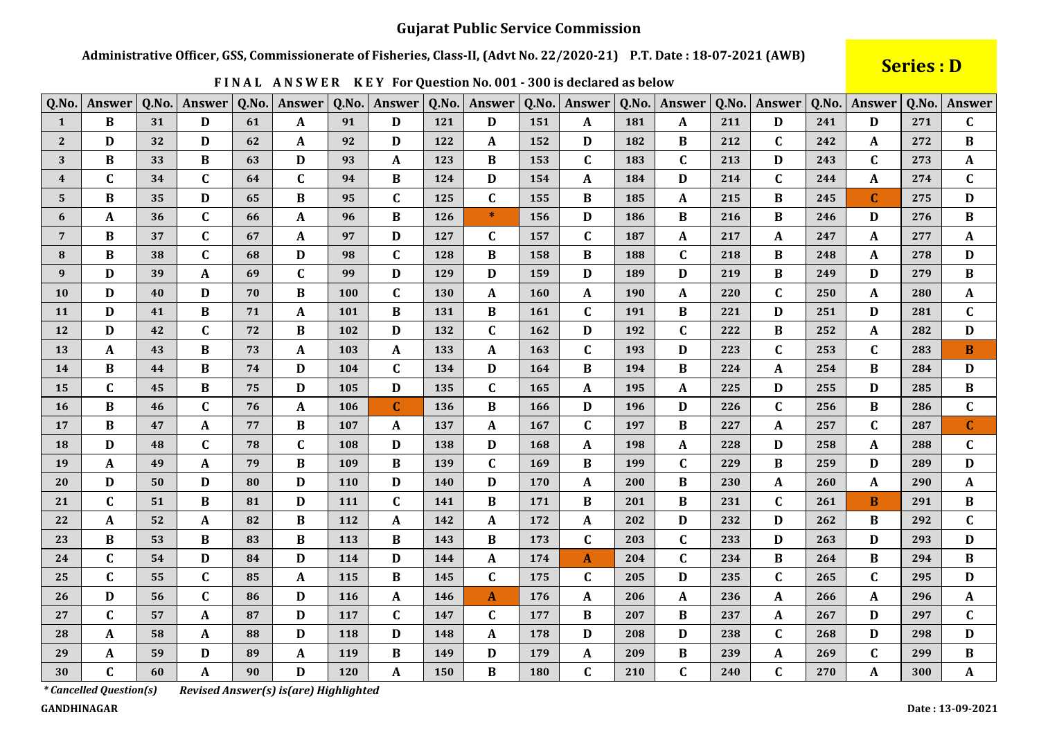# Gujarat Public Service Commission

**Administrative Officer, GSS, Commissionerate of Fisheries, Class-II, (Advt No. 22/2020-21) P.T. Date : 18-07-2021 (AWB)**

**Series : D**

**FINAL ANSWER KEY For Question No. 001 - 300 is declared as below**

| Q.No. | Answer | Q.No. | Answer | Q.No. | Answer | Q.No. | Answer | Q.No. | Answer | Q.No. | Answer | Q.No. | Answer | Q.No. | Answer | Q.No. | Answer | Q.No. | Answer |
|---|---|---|---|---|---|---|---|---|---|---|---|---|---|---|---|---|---|---|---|
| 1 | B | 31 | D | 61 | A | 91 | D | 121 | D | 151 | A | 181 | A | 211 | D | 241 | D | 271 | C |
| 2 | D | 32 | D | 62 | A | 92 | D | 122 | A | 152 | D | 182 | B | 212 | C | 242 | A | 272 | B |
| 3 | B | 33 | B | 63 | D | 93 | A | 123 | B | 153 | C | 183 | C | 213 | D | 243 | C | 273 | A |
| 4 | C | 34 | C | 64 | C | 94 | B | 124 | D | 154 | A | 184 | D | 214 | C | 244 | A | 274 | C |
| 5 | B | 35 | D | 65 | B | 95 | C | 125 | C | 155 | B | 185 | A | 215 | B | 245 | C | 275 | D |
| 6 | A | 36 | C | 66 | A | 96 | B | 126 | * | 156 | D | 186 | B | 216 | B | 246 | D | 276 | B |
| 7 | B | 37 | C | 67 | A | 97 | D | 127 | C | 157 | C | 187 | A | 217 | A | 247 | A | 277 | A |
| 8 | B | 38 | C | 68 | D | 98 | C | 128 | B | 158 | B | 188 | C | 218 | B | 248 | A | 278 | D |
| 9 | D | 39 | A | 69 | C | 99 | D | 129 | D | 159 | D | 189 | D | 219 | B | 249 | D | 279 | B |
| 10 | D | 40 | D | 70 | B | 100 | C | 130 | A | 160 | A | 190 | A | 220 | C | 250 | A | 280 | A |
| 11 | D | 41 | B | 71 | A | 101 | B | 131 | B | 161 | C | 191 | B | 221 | D | 251 | D | 281 | C |
| 12 | D | 42 | C | 72 | B | 102 | D | 132 | C | 162 | D | 192 | C | 222 | B | 252 | A | 282 | D |
| 13 | A | 43 | B | 73 | A | 103 | A | 133 | A | 163 | C | 193 | D | 223 | C | 253 | C | 283 | B |
| 14 | B | 44 | B | 74 | D | 104 | C | 134 | D | 164 | B | 194 | B | 224 | A | 254 | B | 284 | D |
| 15 | C | 45 | B | 75 | D | 105 | D | 135 | C | 165 | A | 195 | A | 225 | D | 255 | D | 285 | B |
| 16 | B | 46 | C | 76 | A | 106 | C | 136 | B | 166 | D | 196 | D | 226 | C | 256 | B | 286 | C |
| 17 | B | 47 | A | 77 | B | 107 | A | 137 | A | 167 | C | 197 | B | 227 | A | 257 | C | 287 | C |
| 18 | D | 48 | C | 78 | C | 108 | D | 138 | D | 168 | A | 198 | A | 228 | D | 258 | A | 288 | C |
| 19 | A | 49 | A | 79 | B | 109 | B | 139 | C | 169 | B | 199 | C | 229 | B | 259 | D | 289 | D |
| 20 | D | 50 | D | 80 | D | 110 | D | 140 | D | 170 | A | 200 | B | 230 | A | 260 | A | 290 | A |
| 21 | C | 51 | B | 81 | D | 111 | C | 141 | B | 171 | B | 201 | B | 231 | C | 261 | B | 291 | B |
| 22 | A | 52 | A | 82 | B | 112 | A | 142 | A | 172 | A | 202 | D | 232 | D | 262 | B | 292 | C |
| 23 | B | 53 | B | 83 | B | 113 | B | 143 | B | 173 | C | 203 | C | 233 | D | 263 | D | 293 | D |
| 24 | C | 54 | D | 84 | D | 114 | D | 144 | A | 174 | A | 204 | C | 234 | B | 264 | B | 294 | B |
| 25 | C | 55 | C | 85 | A | 115 | B | 145 | C | 175 | C | 205 | D | 235 | C | 265 | C | 295 | D |
| 26 | D | 56 | C | 86 | D | 116 | A | 146 | A | 176 | A | 206 | A | 236 | A | 266 | A | 296 | A |
| 27 | C | 57 | A | 87 | D | 117 | C | 147 | C | 177 | B | 207 | B | 237 | A | 267 | D | 297 | C |
| 28 | A | 58 | A | 88 | D | 118 | D | 148 | A | 178 | D | 208 | D | 238 | C | 268 | D | 298 | D |
| 29 | A | 59 | D | 89 | A | 119 | B | 149 | D | 179 | A | 209 | B | 239 | A | 269 | C | 299 | B |
| 30 | C | 60 | A | 90 | D | 120 | A | 150 | B | 180 | C | 210 | C | 240 | C | 270 | A | 300 | A |

*\* Cancelled Question(s)* *Revised Answer(s) is(are) Highlighted*

**GANDHINAGAR** **Date : 13-09-2021**